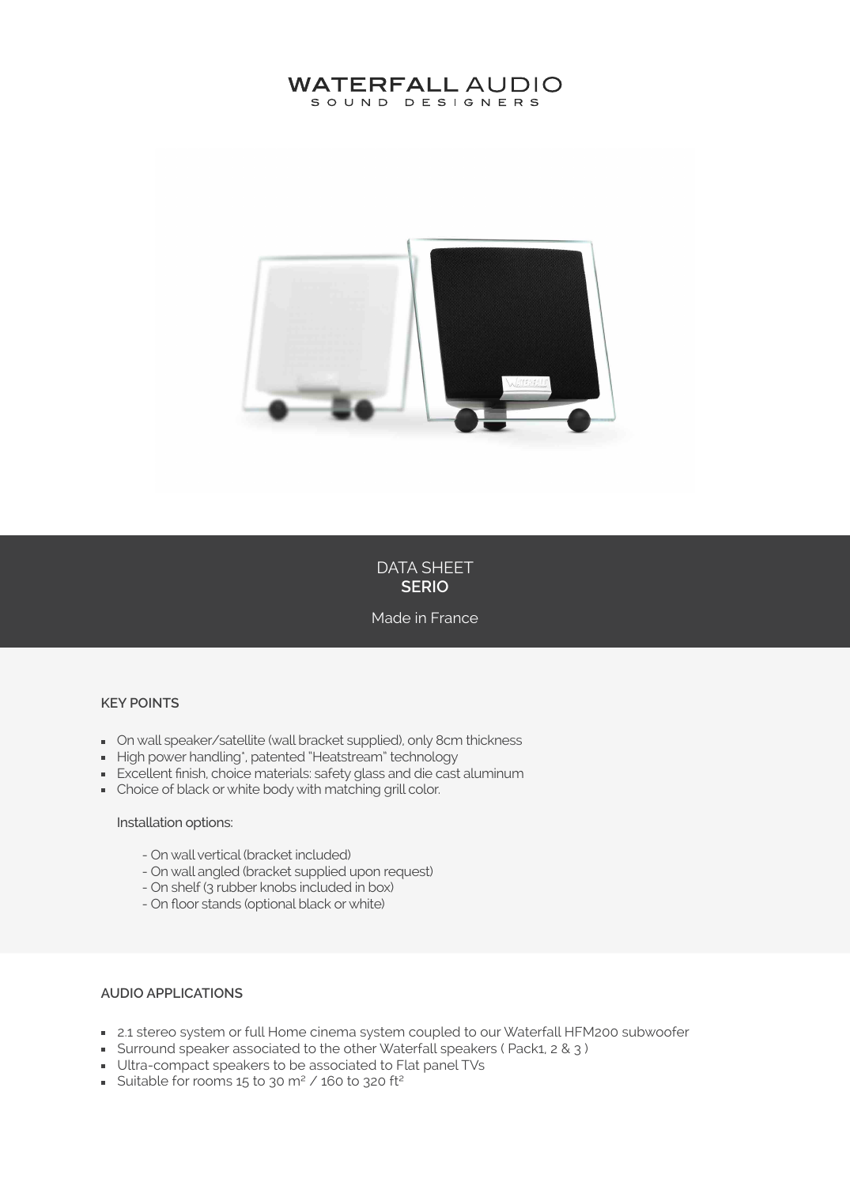# WATERFALL AUDIO

SOUND DESIGNERS

## DATA SHEET
## SERIO

Made in France

### KEY POINTS

- On wall speaker/satellite (wall bracket supplied), only 8cm thickness
- High power handling*, patented "Heatstream" technology
- Excellent finish, choice materials: safety glass and die cast aluminum
- Choice of black or white body with matching grill color.

Installation options:

- On wall vertical (bracket included)
- On wall angled (bracket supplied upon request)
- On shelf (3 rubber knobs included in box)
- On floor stands (optional black or white)

### AUDIO APPLICATIONS

- 2.1 stereo system or full Home cinema system coupled to our Waterfall HFM200 subwoofer
- Surround speaker associated to the other Waterfall speakers ( Pack1, 2 & 3 )
- Ultra-compact speakers to be associated to Flat panel TVs
- Suitable for rooms 15 to 30 m² / 160 to 320 ft²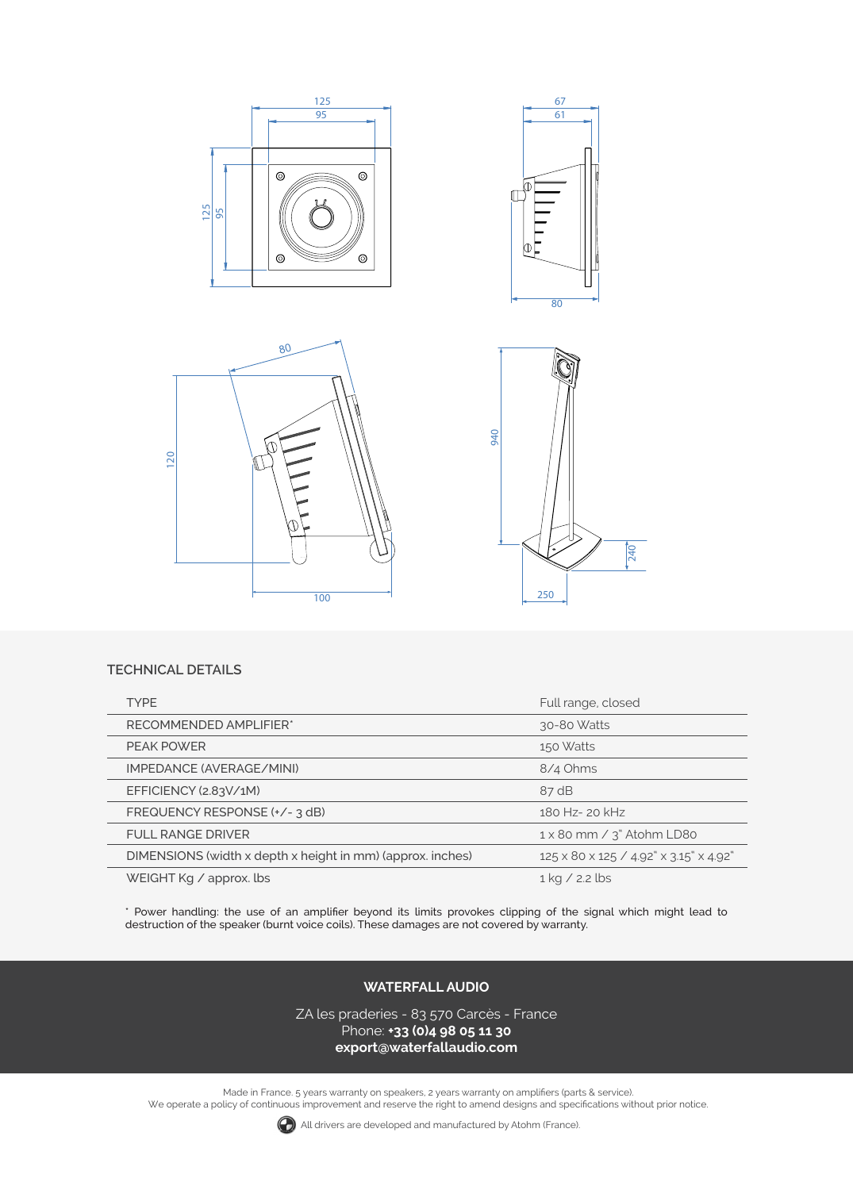125
95
125
95

67
61
80

80
120
100

940
240
250

## TECHNICAL DETAILS

| | |
|---|---|
| TYPE | Full range, closed |
| RECOMMENDED AMPLIFIER* | 30-80 Watts |
| PEAK POWER | 150 Watts |
| IMPEDANCE (AVERAGE/MINI) | 8/4 Ohms |
| EFFICIENCY (2.83V/1M) | 87 dB |
| FREQUENCY RESPONSE (+/- 3 dB) | 180 Hz- 20 kHz |
| FULL RANGE DRIVER | 1 x 80 mm / 3" Atohm LD80 |
| DIMENSIONS (width x depth x height in mm) (approx. inches) | 125 x 80 x 125 / 4.92" x 3.15" x 4.92" |
| WEIGHT Kg / approx. lbs | 1 kg / 2.2 lbs |

* Power handling: the use of an amplifier beyond its limits provokes clipping of the signal which might lead to destruction of the speaker (burnt voice coils). These damages are not covered by warranty.

**WATERFALL AUDIO**

ZA les praderies - 83 570 Carcès - France
Phone: **+33 (0)4 98 05 11 30**
**export@waterfallaudio.com**

Made in France. 5 years warranty on speakers, 2 years warranty on amplifiers (parts & service).
We operate a policy of continuous improvement and reserve the right to amend designs and specifications without prior notice.

All drivers are developed and manufactured by Atohm (France).